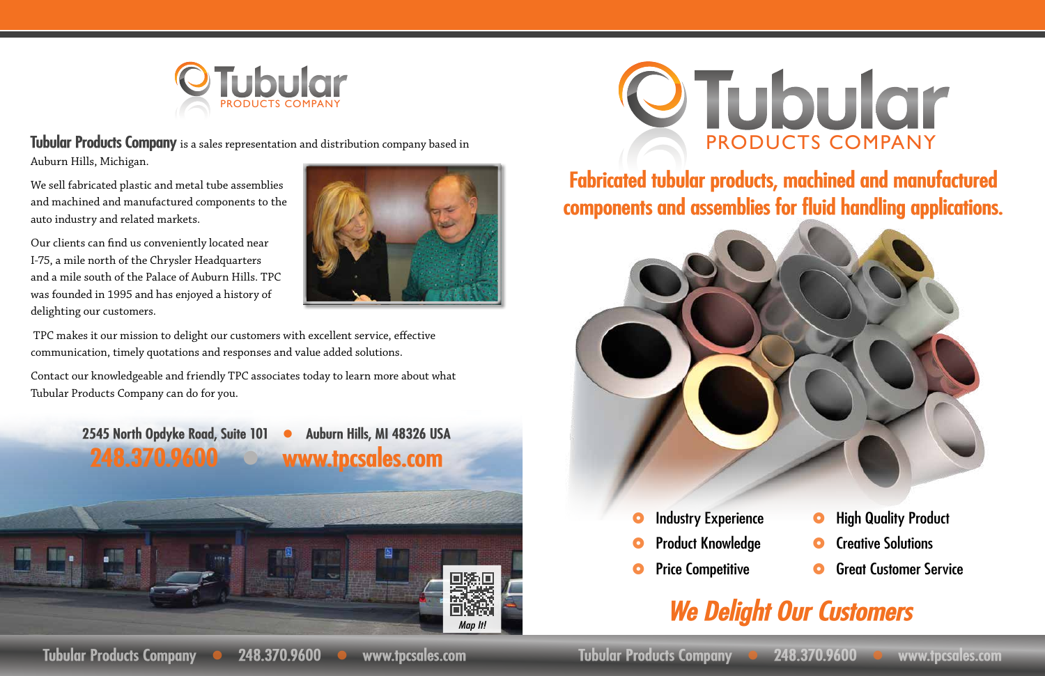# Tubular PRODUCTS COMPANY

**Tubular Products Company** is a sales representation and distribution company based in Auburn Hills, Michigan.

We sell fabricated plastic and metal tube assemblies and machined and manufactured components to the auto industry and related markets.

Our clients can find us conveniently located near I-75, a mile north of the Chrysler Headquarters and a mile south of the Palace of Auburn Hills. TPC was founded in 1995 and has enjoyed a history of delighting our customers.

TPC makes it our mission to delight our customers with excellent service, effective communication, timely quotations and responses and value added solutions.

Contact our knowledgeable and friendly TPC associates today to learn more about what Tubular Products Company can do for you.

**2545 North Opdyke Road, Suite 101 • Auburn Hills, MI 48326 USA**

**248.370.9600 • www.tpcsales.com**

Map It!

# Tubular PRODUCTS COMPANY

## Fabricated tubular products, machined and manufactured components and assemblies for fluid handling applications.

- Industry Experience
- Product Knowledge
- Price Competitive
- High Quality Product
- Creative Solutions
- Great Customer Service

## *We Delight Our Customers*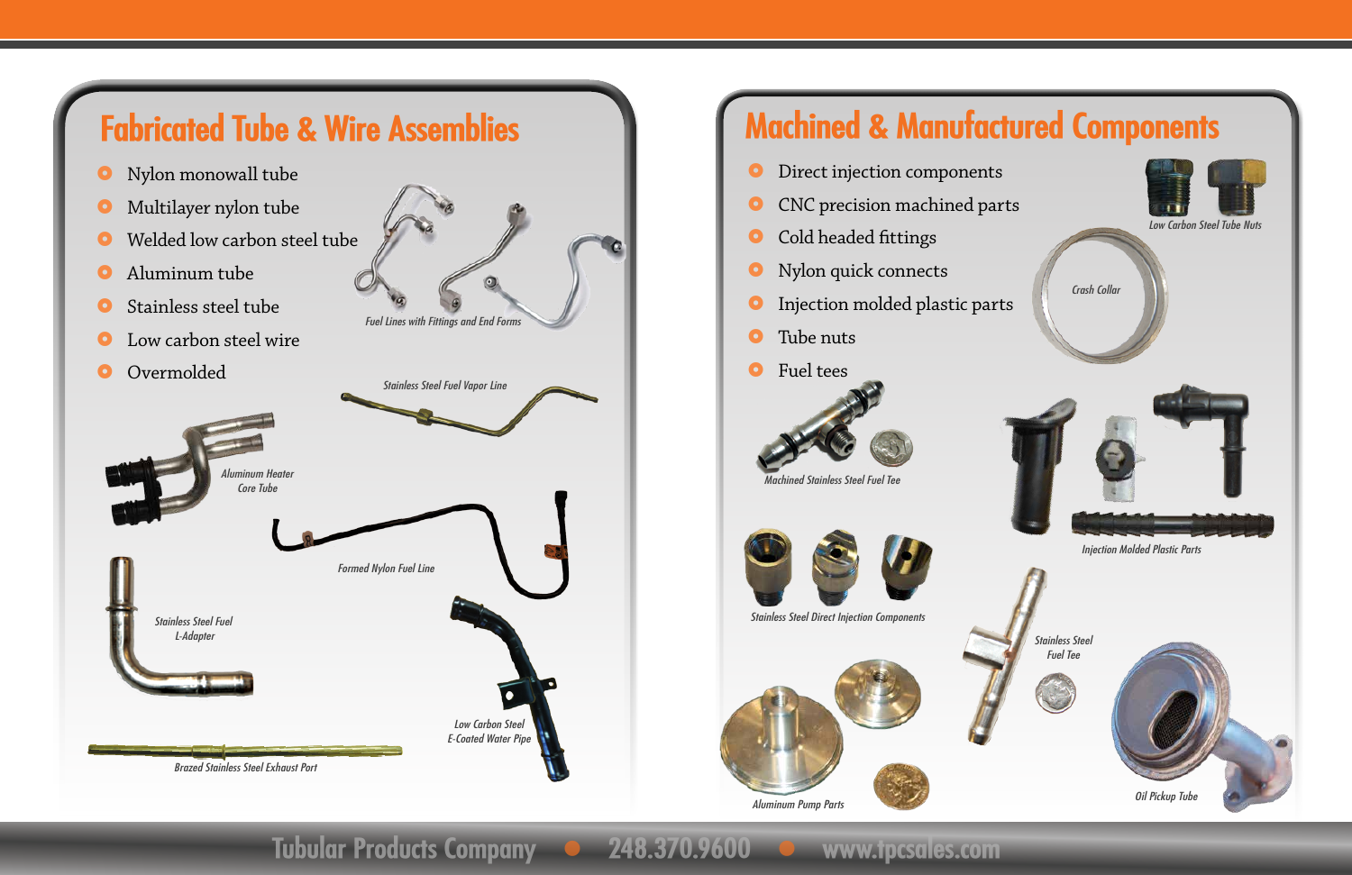## Fabricated Tube & Wire Assemblies

- Nylon monowall tube
- Multilayer nylon tube
- Welded low carbon steel tube
- Aluminum tube
- Stainless steel tube
- Low carbon steel wire
- Overmolded

Fuel Lines with Fittings and End Forms

Stainless Steel Fuel Vapor Line

Aluminum Heater Core Tube

Formed Nylon Fuel Line

Stainless Steel Fuel L-Adapter

Low Carbon Steel E-Coated Water Pipe

Brazed Stainless Steel Exhaust Port

## Machined & Manufactured Components

- Direct injection components
- CNC precision machined parts
- Cold headed fittings
- Nylon quick connects
- Injection molded plastic parts
- Tube nuts
- Fuel tees

Low Carbon Steel Tube Nuts

Crash Collar

Machined Stainless Steel Fuel Tee

Injection Molded Plastic Parts

Stainless Steel Direct Injection Components

Stainless Steel Fuel Tee

Aluminum Pump Parts

Oil Pickup Tube

Tubular Products Company • 248.370.9600 • www.tpcsales.com